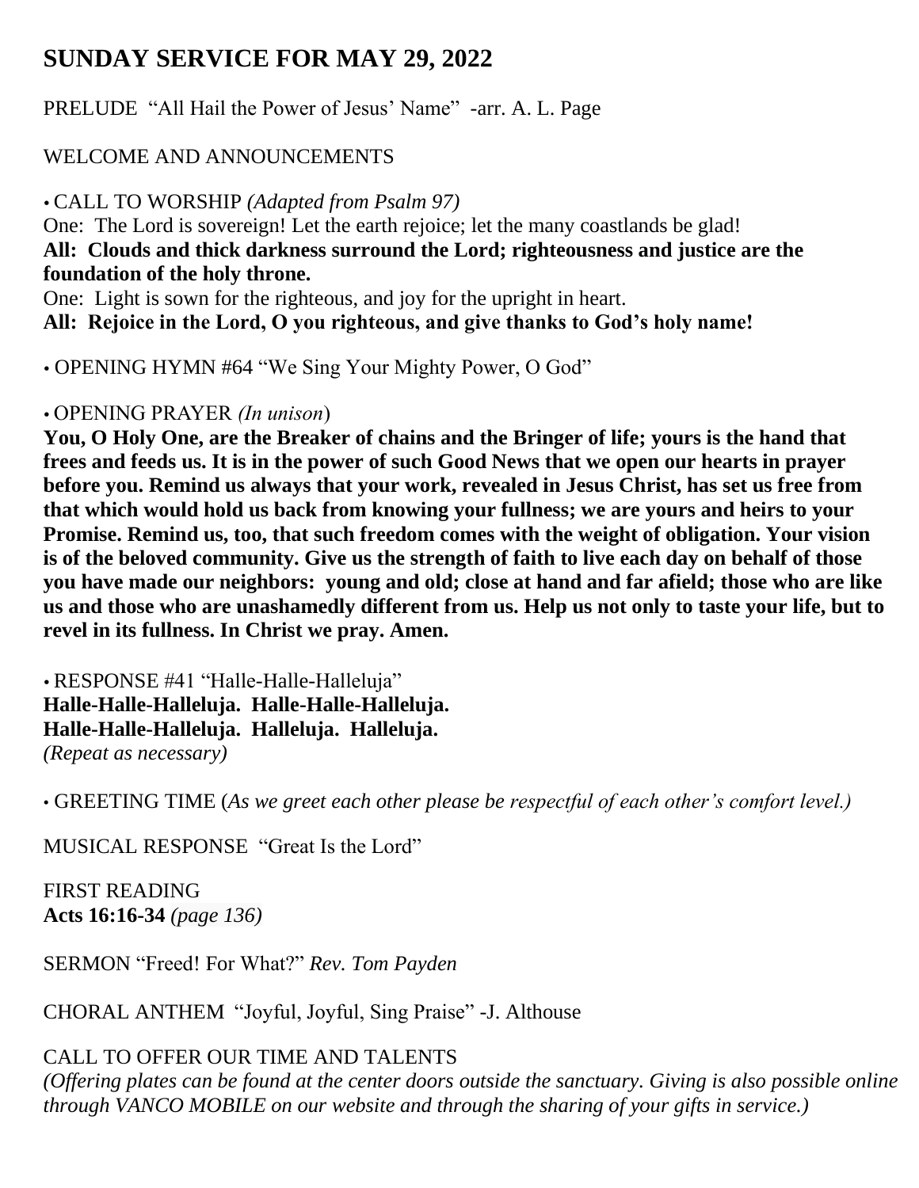# SUNDAY SERVICE FOR MAY 29, 2022

PRELUDE "All Hail the Power of Jesus' Name" -arr. A. L. Page

WELCOME AND ANNOUNCEMENTS

• CALL TO WORSHIP *(Adapted from Psalm 97)*

One: The Lord is sovereign! Let the earth rejoice; let the many coastlands be glad!

**All: Clouds and thick darkness surround the Lord; righteousness and justice are the foundation of the holy throne.**

One: Light is sown for the righteous, and joy for the upright in heart.

**All: Rejoice in the Lord, O you righteous, and give thanks to God's holy name!**

• OPENING HYMN #64 "We Sing Your Mighty Power, O God"

• OPENING PRAYER *(In unison)*

**You, O Holy One, are the Breaker of chains and the Bringer of life; yours is the hand that frees and feeds us. It is in the power of such Good News that we open our hearts in prayer before you. Remind us always that your work, revealed in Jesus Christ, has set us free from that which would hold us back from knowing your fullness; we are yours and heirs to your Promise. Remind us, too, that such freedom comes with the weight of obligation. Your vision is of the beloved community. Give us the strength of faith to live each day on behalf of those you have made our neighbors: young and old; close at hand and far afield; those who are like us and those who are unashamedly different from us. Help us not only to taste your life, but to revel in its fullness. In Christ we pray. Amen.**

• RESPONSE #41 "Halle-Halle-Halleluja"

**Halle-Halle-Halleluja. Halle-Halle-Halleluja.**
**Halle-Halle-Halleluja. Halleluja. Halleluja.**
*(Repeat as necessary)*

• GREETING TIME (*As we greet each other please be respectful of each other's comfort level.)*

MUSICAL RESPONSE "Great Is the Lord"

FIRST READING
**Acts 16:16-34** *(page 136)*

SERMON "Freed! For What?" *Rev. Tom Payden*

CHORAL ANTHEM "Joyful, Joyful, Sing Praise" -J. Althouse

CALL TO OFFER OUR TIME AND TALENTS
*(Offering plates can be found at the center doors outside the sanctuary. Giving is also possible online through VANCO MOBILE on our website and through the sharing of your gifts in service.)*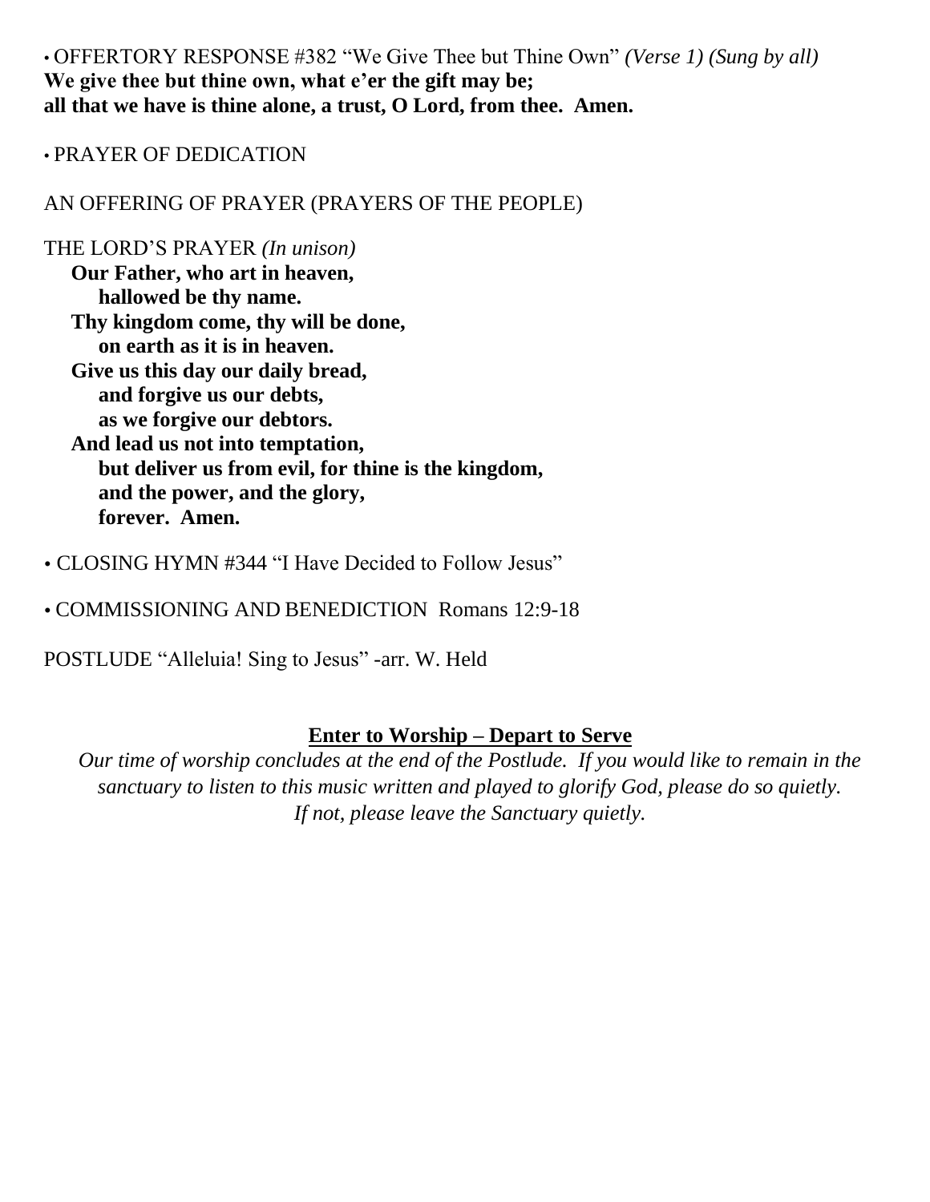• OFFERTORY RESPONSE #382 "We Give Thee but Thine Own" *(Verse 1) (Sung by all)*
**We give thee but thine own, what e'er the gift may be;**
**all that we have is thine alone, a trust, O Lord, from thee. Amen.**

• PRAYER OF DEDICATION

AN OFFERING OF PRAYER (PRAYERS OF THE PEOPLE)

THE LORD'S PRAYER *(In unison)*

**Our Father, who art in heaven,**
**hallowed be thy name.**
**Thy kingdom come, thy will be done,**
**on earth as it is in heaven.**
**Give us this day our daily bread,**
**and forgive us our debts,**
**as we forgive our debtors.**
**And lead us not into temptation,**
**but deliver us from evil, for thine is the kingdom,**
**and the power, and the glory,**
**forever. Amen.**

• CLOSING HYMN #344 "I Have Decided to Follow Jesus"

• COMMISSIONING AND BENEDICTION Romans 12:9-18

POSTLUDE "Alleluia! Sing to Jesus" -arr. W. Held

**Enter to Worship – Depart to Serve**

*Our time of worship concludes at the end of the Postlude. If you would like to remain in the sanctuary to listen to this music written and played to glorify God, please do so quietly. If not, please leave the Sanctuary quietly.*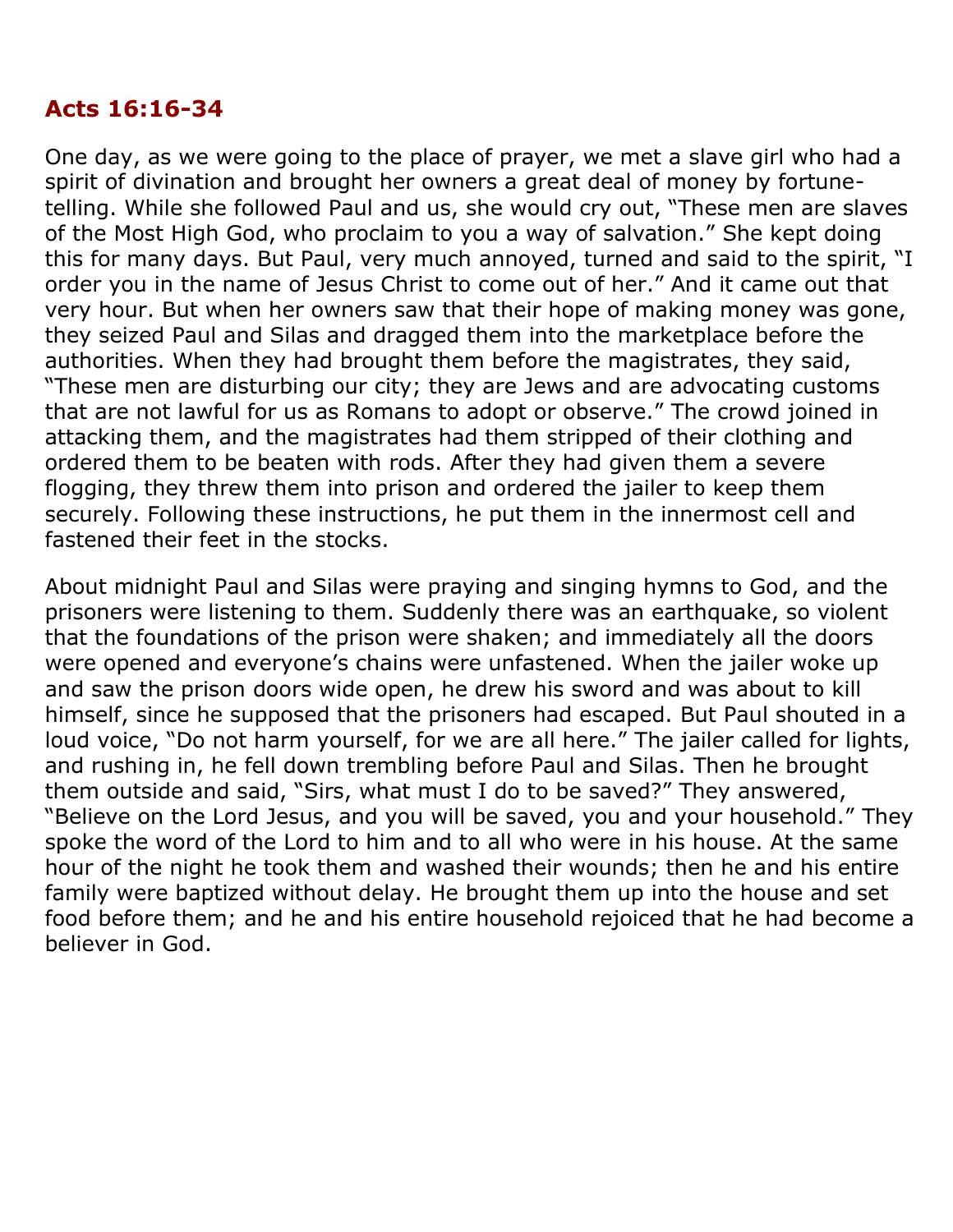## Acts 16:16-34

One day, as we were going to the place of prayer, we met a slave girl who had a spirit of divination and brought her owners a great deal of money by fortune-telling. While she followed Paul and us, she would cry out, "These men are slaves of the Most High God, who proclaim to you a way of salvation." She kept doing this for many days. But Paul, very much annoyed, turned and said to the spirit, "I order you in the name of Jesus Christ to come out of her." And it came out that very hour. But when her owners saw that their hope of making money was gone, they seized Paul and Silas and dragged them into the marketplace before the authorities. When they had brought them before the magistrates, they said, "These men are disturbing our city; they are Jews and are advocating customs that are not lawful for us as Romans to adopt or observe." The crowd joined in attacking them, and the magistrates had them stripped of their clothing and ordered them to be beaten with rods. After they had given them a severe flogging, they threw them into prison and ordered the jailer to keep them securely. Following these instructions, he put them in the innermost cell and fastened their feet in the stocks.

About midnight Paul and Silas were praying and singing hymns to God, and the prisoners were listening to them. Suddenly there was an earthquake, so violent that the foundations of the prison were shaken; and immediately all the doors were opened and everyone's chains were unfastened. When the jailer woke up and saw the prison doors wide open, he drew his sword and was about to kill himself, since he supposed that the prisoners had escaped. But Paul shouted in a loud voice, "Do not harm yourself, for we are all here." The jailer called for lights, and rushing in, he fell down trembling before Paul and Silas. Then he brought them outside and said, "Sirs, what must I do to be saved?" They answered, "Believe on the Lord Jesus, and you will be saved, you and your household." They spoke the word of the Lord to him and to all who were in his house. At the same hour of the night he took them and washed their wounds; then he and his entire family were baptized without delay. He brought them up into the house and set food before them; and he and his entire household rejoiced that he had become a believer in God.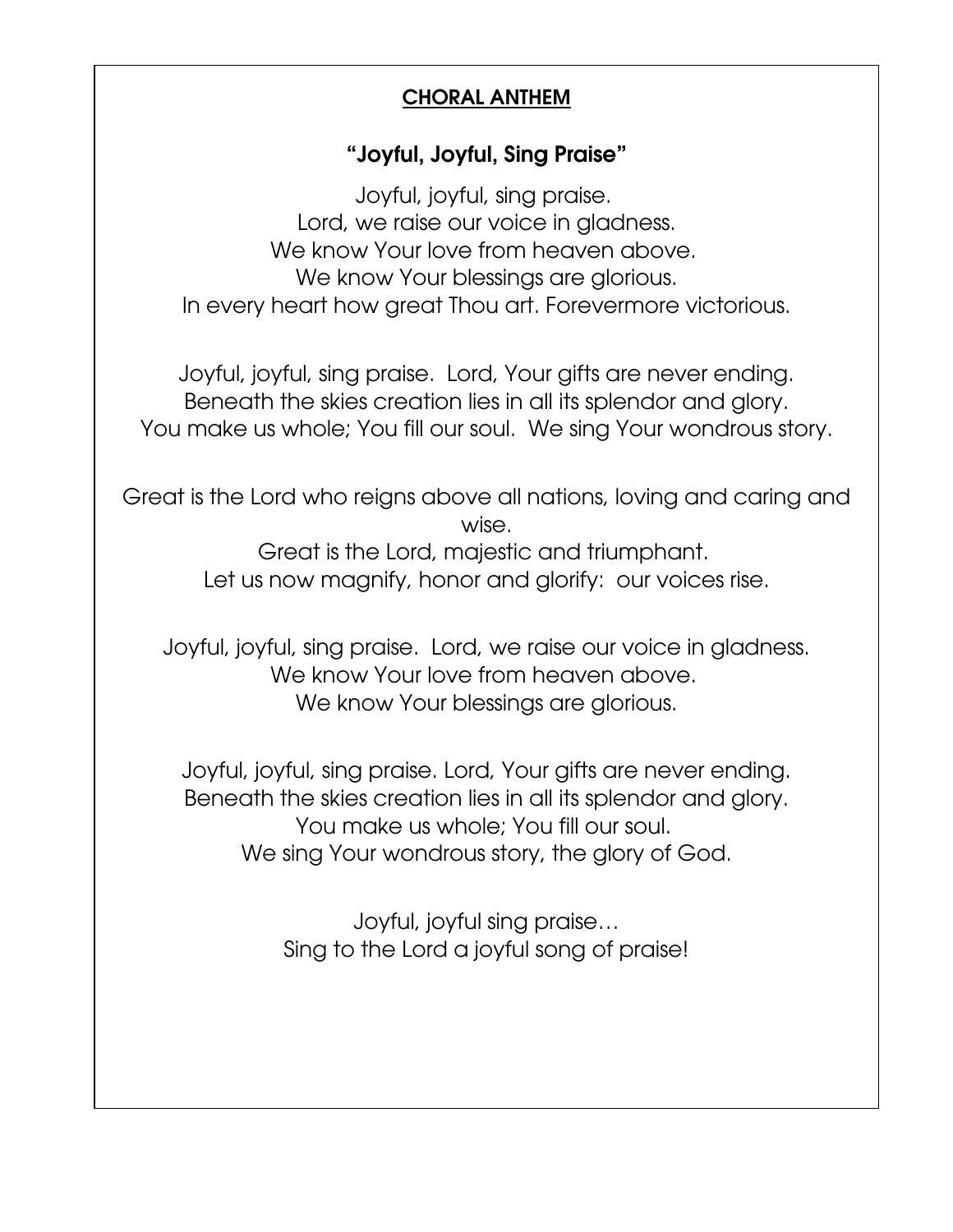## CHORAL ANTHEM

### "Joyful, Joyful, Sing Praise"

Joyful, joyful, sing praise.
Lord, we raise our voice in gladness.
We know Your love from heaven above.
We know Your blessings are glorious.
In every heart how great Thou art. Forevermore victorious.

Joyful, joyful, sing praise.  Lord, Your gifts are never ending.
Beneath the skies creation lies in all its splendor and glory.
You make us whole; You fill our soul.  We sing Your wondrous story.

Great is the Lord who reigns above all nations, loving and caring and wise.
Great is the Lord, majestic and triumphant.
Let us now magnify, honor and glorify:  our voices rise.

Joyful, joyful, sing praise.  Lord, we raise our voice in gladness.
We know Your love from heaven above.
We know Your blessings are glorious.

Joyful, joyful, sing praise. Lord, Your gifts are never ending.
Beneath the skies creation lies in all its splendor and glory.
You make us whole; You fill our soul.
We sing Your wondrous story, the glory of God.

Joyful, joyful sing praise…
Sing to the Lord a joyful song of praise!